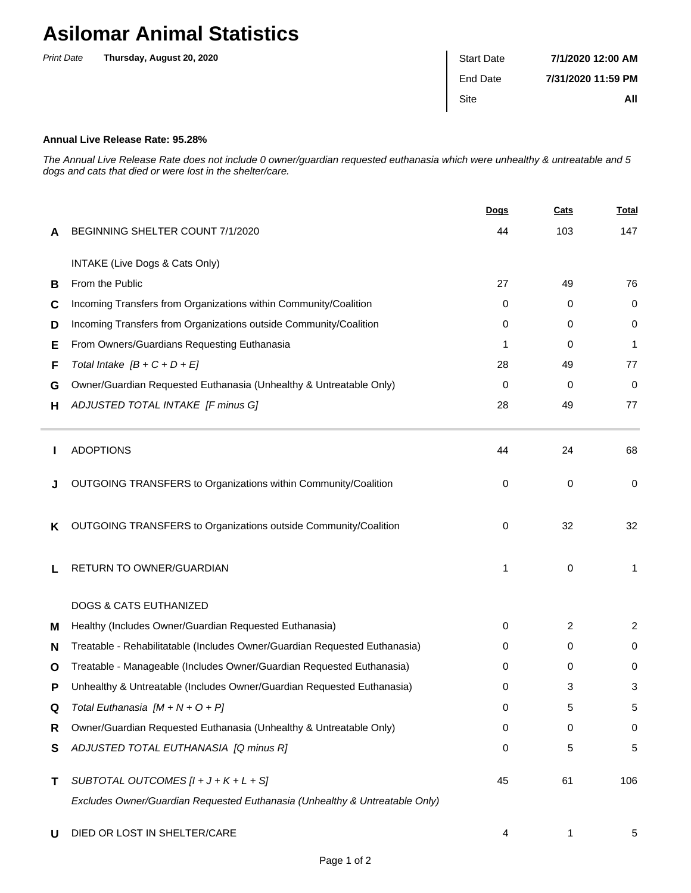# Asilomar Animal Statistics

*Print Date* **Thursday, August 20, 2020**

| | |
|---|---|
| Start Date | **7/1/2020 12:00 AM** |
| End Date | **7/31/2020 11:59 PM** |
| Site | **All** |

**Annual Live Release Rate: 95.28%**

*The Annual Live Release Rate does not include 0 owner/guardian requested euthanasia which were unhealthy & untreatable and 5 dogs and cats that died or were lost in the shelter/care.*

| | | Dogs | Cats | Total |
|---|---|---|---|---|
| **A** | BEGINNING SHELTER COUNT 7/1/2020 | 44 | 103 | 147 |
| | INTAKE (Live Dogs & Cats Only) | | | |
| **B** | From the Public | 27 | 49 | 76 |
| **C** | Incoming Transfers from Organizations within Community/Coalition | 0 | 0 | 0 |
| **D** | Incoming Transfers from Organizations outside Community/Coalition | 0 | 0 | 0 |
| **E** | From Owners/Guardians Requesting Euthanasia | 1 | 0 | 1 |
| **F** | *Total Intake [B + C + D + E]* | 28 | 49 | 77 |
| **G** | Owner/Guardian Requested Euthanasia (Unhealthy & Untreatable Only) | 0 | 0 | 0 |
| **H** | *ADJUSTED TOTAL INTAKE [F minus G]* | 28 | 49 | 77 |
| **I** | ADOPTIONS | 44 | 24 | 68 |
| **J** | OUTGOING TRANSFERS to Organizations within Community/Coalition | 0 | 0 | 0 |
| **K** | OUTGOING TRANSFERS to Organizations outside Community/Coalition | 0 | 32 | 32 |
| **L** | RETURN TO OWNER/GUARDIAN | 1 | 0 | 1 |
| | DOGS & CATS EUTHANIZED | | | |
| **M** | Healthy (Includes Owner/Guardian Requested Euthanasia) | 0 | 2 | 2 |
| **N** | Treatable - Rehabilitatable (Includes Owner/Guardian Requested Euthanasia) | 0 | 0 | 0 |
| **O** | Treatable - Manageable (Includes Owner/Guardian Requested Euthanasia) | 0 | 0 | 0 |
| **P** | Unhealthy & Untreatable (Includes Owner/Guardian Requested Euthanasia) | 0 | 3 | 3 |
| **Q** | *Total Euthanasia [M + N + O + P]* | 0 | 5 | 5 |
| **R** | Owner/Guardian Requested Euthanasia (Unhealthy & Untreatable Only) | 0 | 0 | 0 |
| **S** | *ADJUSTED TOTAL EUTHANASIA [Q minus R]* | 0 | 5 | 5 |
| **T** | *SUBTOTAL OUTCOMES [I + J + K + L + S]* <br> *Excludes Owner/Guardian Requested Euthanasia (Unhealthy & Untreatable Only)* | 45 | 61 | 106 |
| **U** | DIED OR LOST IN SHELTER/CARE | 4 | 1 | 5 |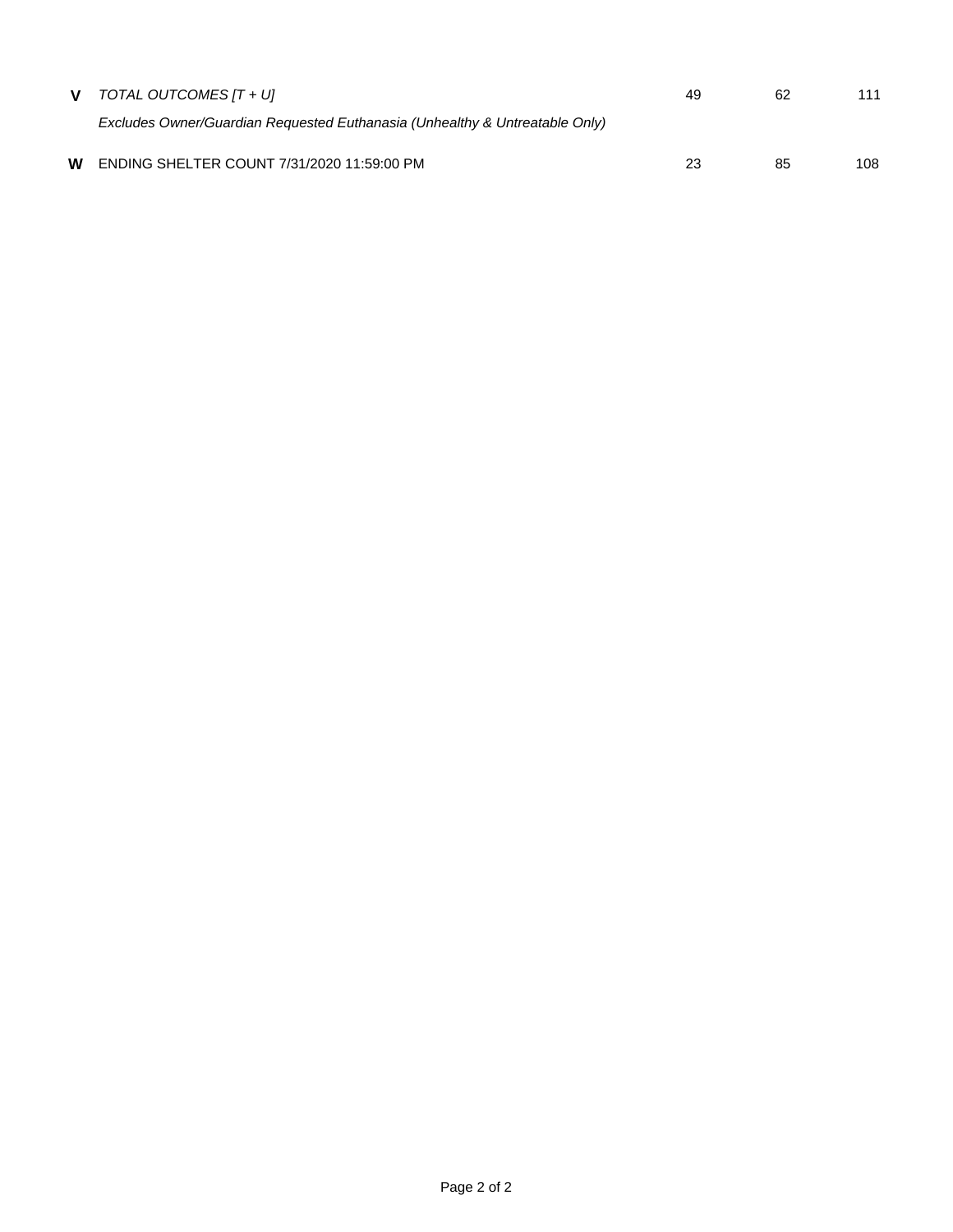| | | | | |
|---|---|---|---|---|
| **V** | *TOTAL OUTCOMES [T + U]* | 49 | 62 | 111 |
| | *Excludes Owner/Guardian Requested Euthanasia (Unhealthy & Untreatable Only)* | | | |
| **W** | ENDING SHELTER COUNT 7/31/2020 11:59:00 PM | 23 | 85 | 108 |